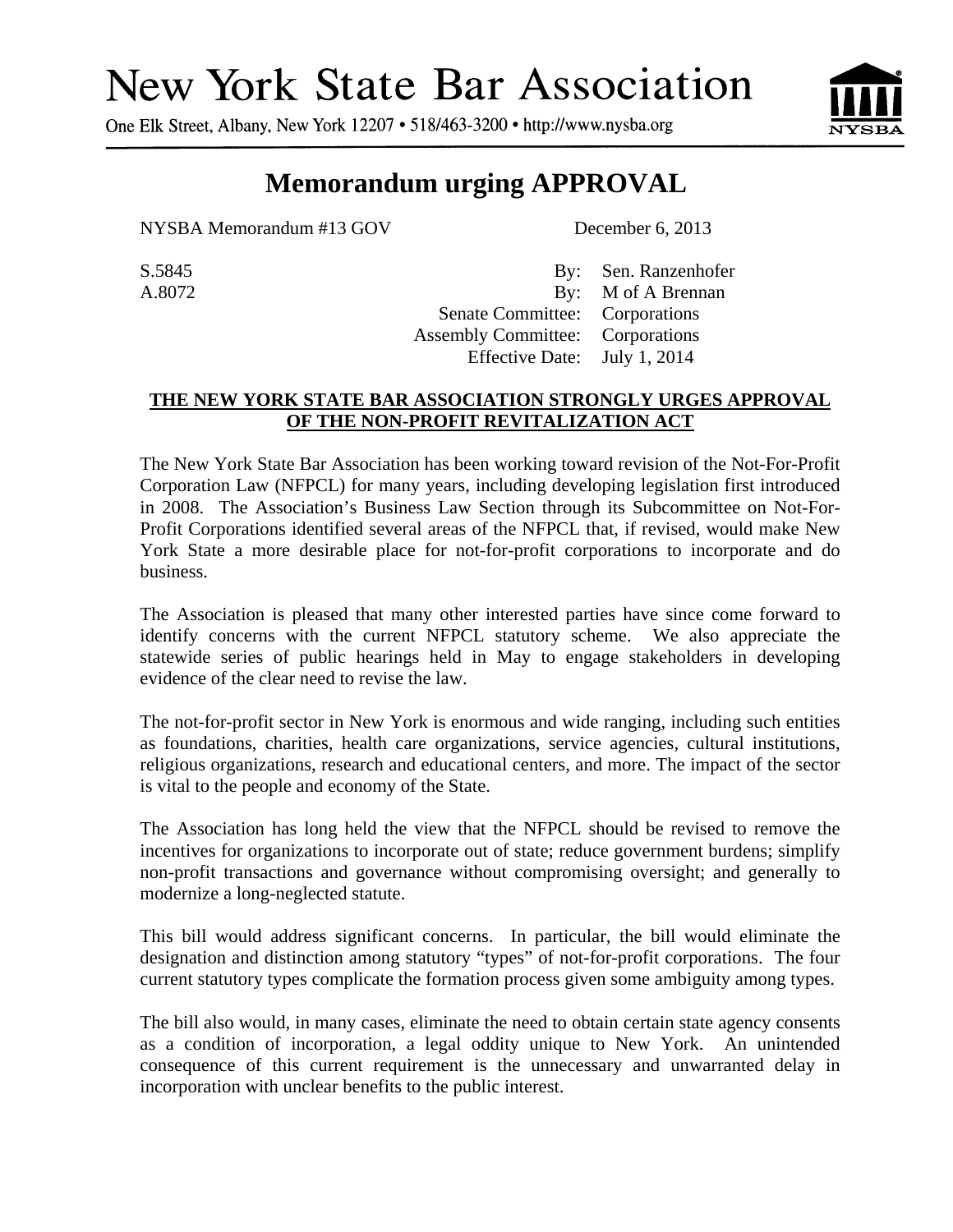# New York State Bar Association

One Elk Street, Albany, New York 12207 • 518/463-3200 • http://www.nysba.org

## Memorandum urging APPROVAL

NYSBA Memorandum #13 GOV — December 6, 2013

| | | |
|---|---|---|
| S.5845 | By: | Sen. Ranzenhofer |
| A.8072 | By: | M of A Brennan |
| | Senate Committee: | Corporations |
| | Assembly Committee: | Corporations |
| | Effective Date: | July 1, 2014 |

**THE NEW YORK STATE BAR ASSOCIATION STRONGLY URGES APPROVAL OF THE NON-PROFIT REVITALIZATION ACT**

The New York State Bar Association has been working toward revision of the Not-For-Profit Corporation Law (NFPCL) for many years, including developing legislation first introduced in 2008. The Association's Business Law Section through its Subcommittee on Not-For-Profit Corporations identified several areas of the NFPCL that, if revised, would make New York State a more desirable place for not-for-profit corporations to incorporate and do business.

The Association is pleased that many other interested parties have since come forward to identify concerns with the current NFPCL statutory scheme. We also appreciate the statewide series of public hearings held in May to engage stakeholders in developing evidence of the clear need to revise the law.

The not-for-profit sector in New York is enormous and wide ranging, including such entities as foundations, charities, health care organizations, service agencies, cultural institutions, religious organizations, research and educational centers, and more. The impact of the sector is vital to the people and economy of the State.

The Association has long held the view that the NFPCL should be revised to remove the incentives for organizations to incorporate out of state; reduce government burdens; simplify non-profit transactions and governance without compromising oversight; and generally to modernize a long-neglected statute.

This bill would address significant concerns. In particular, the bill would eliminate the designation and distinction among statutory "types" of not-for-profit corporations. The four current statutory types complicate the formation process given some ambiguity among types.

The bill also would, in many cases, eliminate the need to obtain certain state agency consents as a condition of incorporation, a legal oddity unique to New York. An unintended consequence of this current requirement is the unnecessary and unwarranted delay in incorporation with unclear benefits to the public interest.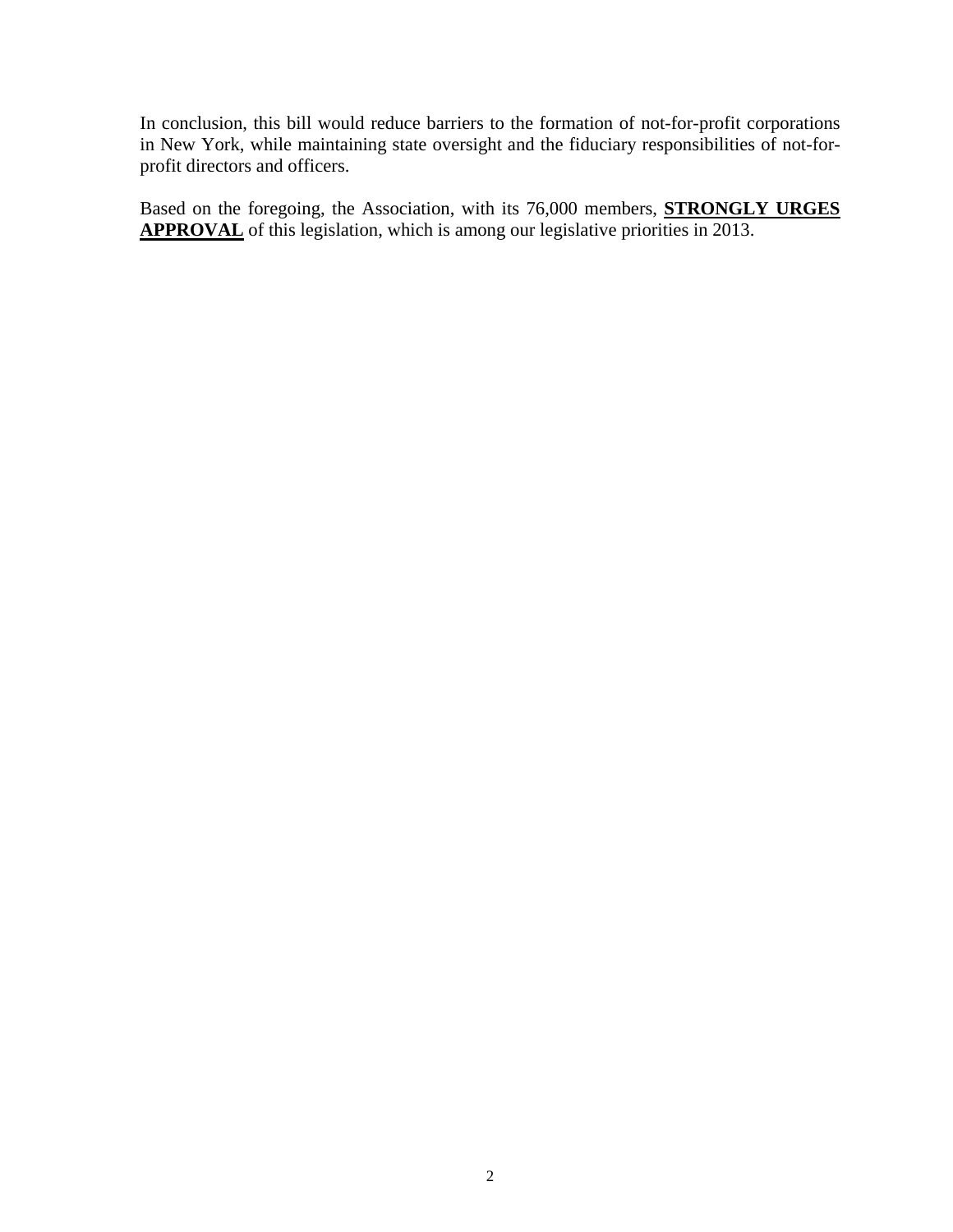In conclusion, this bill would reduce barriers to the formation of not-for-profit corporations in New York, while maintaining state oversight and the fiduciary responsibilities of not-for-profit directors and officers.

Based on the foregoing, the Association, with its 76,000 members, **STRONGLY URGES APPROVAL** of this legislation, which is among our legislative priorities in 2013.